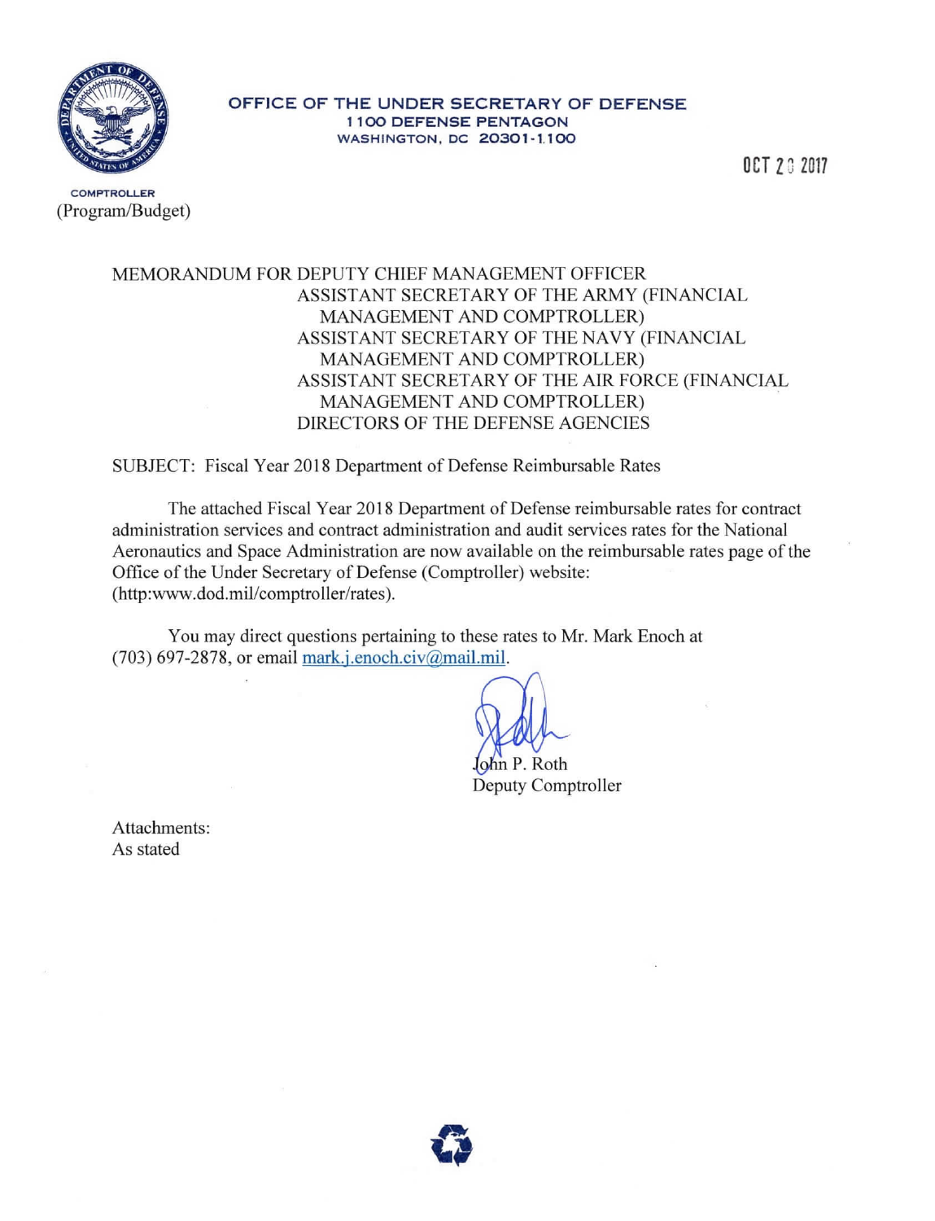**OFFICE OF THE UNDER SECRETARY OF DEFENSE**
**1100 DEFENSE PENTAGON**
**WASHINGTON, DC 20301-1100**

**COMPTROLLER**
(Program/Budget)

OCT 20 2017

MEMORANDUM FOR DEPUTY CHIEF MANAGEMENT OFFICER
ASSISTANT SECRETARY OF THE ARMY (FINANCIAL MANAGEMENT AND COMPTROLLER)
ASSISTANT SECRETARY OF THE NAVY (FINANCIAL MANAGEMENT AND COMPTROLLER)
ASSISTANT SECRETARY OF THE AIR FORCE (FINANCIAL MANAGEMENT AND COMPTROLLER)
DIRECTORS OF THE DEFENSE AGENCIES

SUBJECT: Fiscal Year 2018 Department of Defense Reimbursable Rates

The attached Fiscal Year 2018 Department of Defense reimbursable rates for contract administration services and contract administration and audit services rates for the National Aeronautics and Space Administration are now available on the reimbursable rates page of the Office of the Under Secretary of Defense (Comptroller) website: (http:www.dod.mil/comptroller/rates).

You may direct questions pertaining to these rates to Mr. Mark Enoch at (703) 697-2878, or email mark.j.enoch.civ@mail.mil.

John P. Roth
Deputy Comptroller

Attachments:
As stated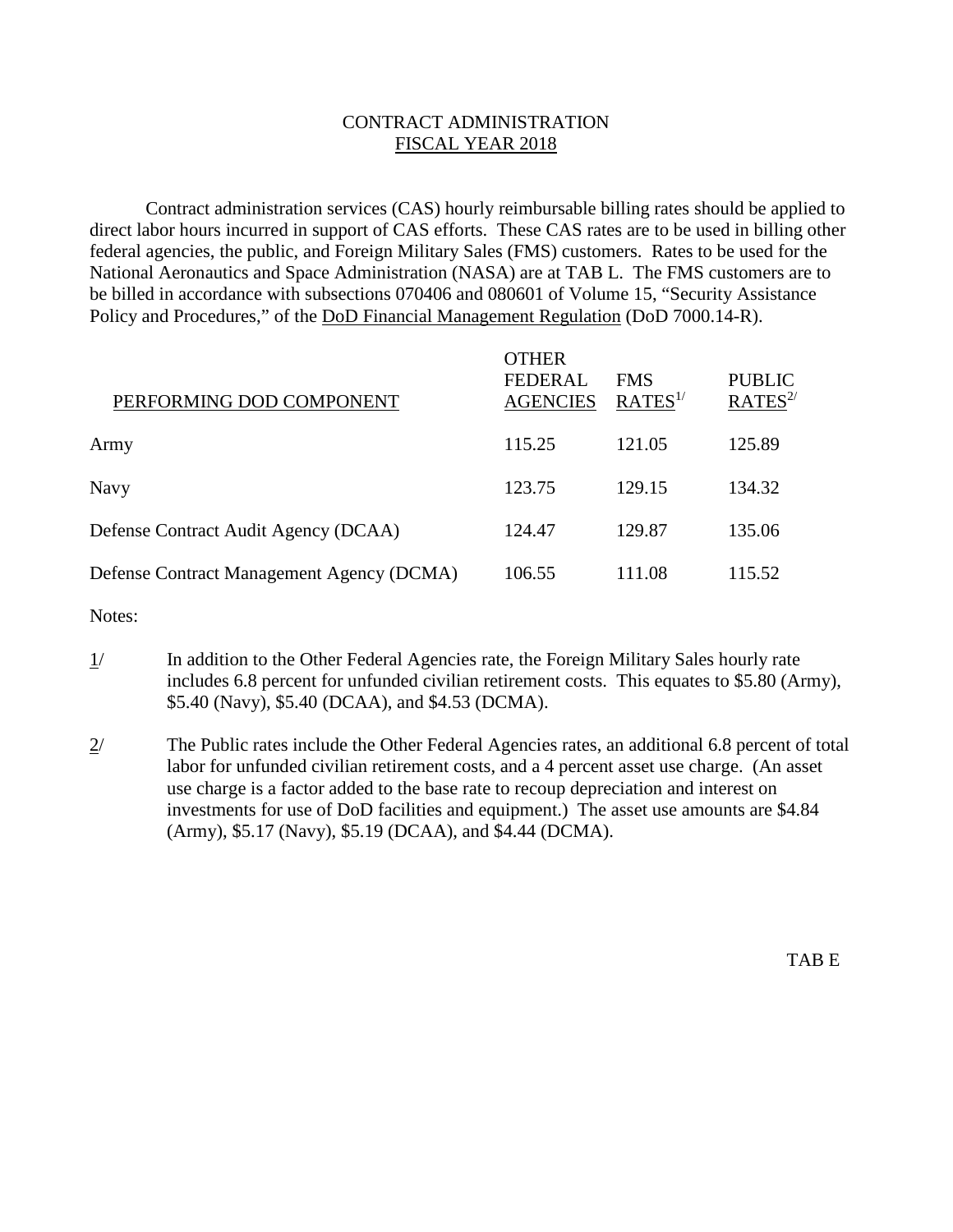# CONTRACT ADMINISTRATION
## FISCAL YEAR 2018

Contract administration services (CAS) hourly reimbursable billing rates should be applied to direct labor hours incurred in support of CAS efforts. These CAS rates are to be used in billing other federal agencies, the public, and Foreign Military Sales (FMS) customers. Rates to be used for the National Aeronautics and Space Administration (NASA) are at TAB L. The FMS customers are to be billed in accordance with subsections 070406 and 080601 of Volume 15, "Security Assistance Policy and Procedures," of the DoD Financial Management Regulation (DoD 7000.14-R).

| PERFORMING DOD COMPONENT | OTHER FEDERAL AGENCIES | FMS RATES[1/] | PUBLIC RATES[2/] |
|---|---|---|---|
| Army | 115.25 | 121.05 | 125.89 |
| Navy | 123.75 | 129.15 | 134.32 |
| Defense Contract Audit Agency (DCAA) | 124.47 | 129.87 | 135.06 |
| Defense Contract Management Agency (DCMA) | 106.55 | 111.08 | 115.52 |

Notes:

1/ In addition to the Other Federal Agencies rate, the Foreign Military Sales hourly rate includes 6.8 percent for unfunded civilian retirement costs. This equates to $5.80 (Army), $5.40 (Navy), $5.40 (DCAA), and $4.53 (DCMA).

2/ The Public rates include the Other Federal Agencies rates, an additional 6.8 percent of total labor for unfunded civilian retirement costs, and a 4 percent asset use charge. (An asset use charge is a factor added to the base rate to recoup depreciation and interest on investments for use of DoD facilities and equipment.) The asset use amounts are $4.84 (Army), $5.17 (Navy), $5.19 (DCAA), and $4.44 (DCMA).

TAB E